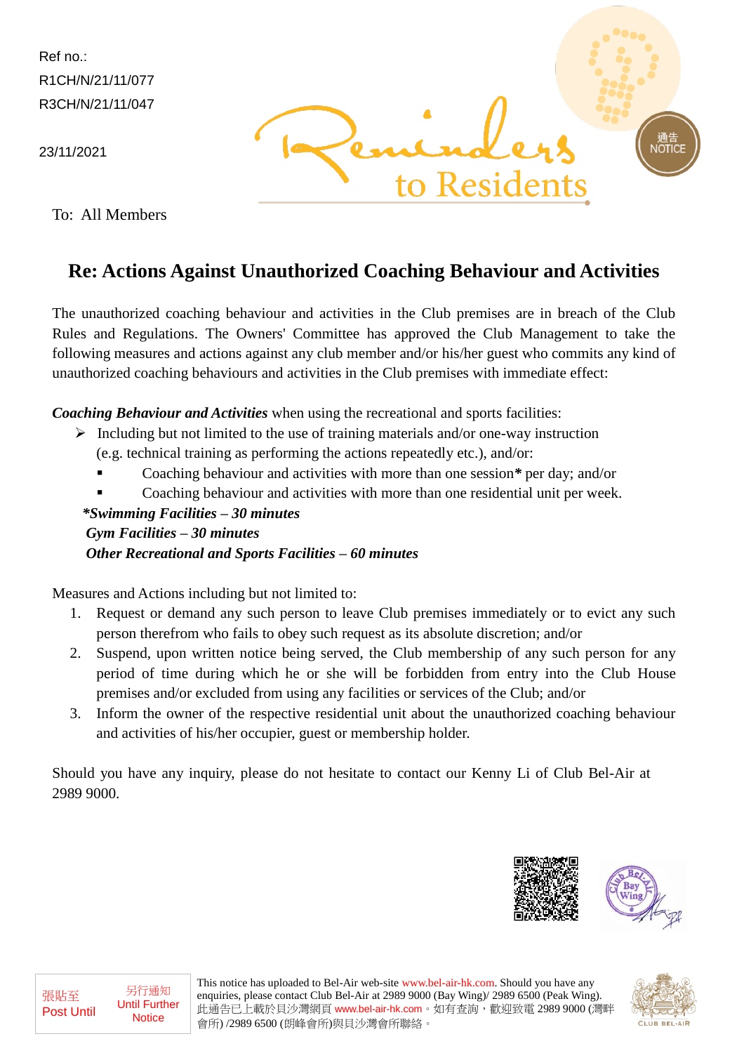Ref no.:
R1CH/N/21/11/077
R3CH/N/21/11/047

23/11/2021

Reminders to Residents

通告 NOTICE

To: All Members

## Re: Actions Against Unauthorized Coaching Behaviour and Activities

The unauthorized coaching behaviour and activities in the Club premises are in breach of the Club Rules and Regulations. The Owners' Committee has approved the Club Management to take the following measures and actions against any club member and/or his/her guest who commits any kind of unauthorized coaching behaviours and activities in the Club premises with immediate effect:

***Coaching Behaviour and Activities*** when using the recreational and sports facilities:

- Including but not limited to the use of training materials and/or one-way instruction (e.g. technical training as performing the actions repeatedly etc.), and/or:
  - Coaching behaviour and activities with more than one session**\*** per day; and/or
  - Coaching behaviour and activities with more than one residential unit per week.

***\*Swimming Facilities – 30 minutes***
***Gym Facilities – 30 minutes***
***Other Recreational and Sports Facilities – 60 minutes***

Measures and Actions including but not limited to:

1. Request or demand any such person to leave Club premises immediately or to evict any such person therefrom who fails to obey such request as its absolute discretion; and/or
2. Suspend, upon written notice being served, the Club membership of any such person for any period of time during which he or she will be forbidden from entry into the Club House premises and/or excluded from using any facilities or services of the Club; and/or
3. Inform the owner of the respective residential unit about the unauthorized coaching behaviour and activities of his/her occupier, guest or membership holder.

Should you have any inquiry, please do not hesitate to contact our Kenny Li of Club Bel-Air at 2989 9000.

| 張貼至 Post Until | 另行通知 Until Further Notice |
| --- | --- |

This notice has uploaded to Bel-Air web-site www.bel-air-hk.com. Should you have any enquiries, please contact Club Bel-Air at 2989 9000 (Bay Wing)/ 2989 6500 (Peak Wing).
此通告已上載於貝沙灣網頁 www.bel-air-hk.com。如有查詢，歡迎致電 2989 9000 (灣畔會所) /2989 6500 (朗峰會所)與貝沙灣會所聯絡。

CLUB BEL-AIR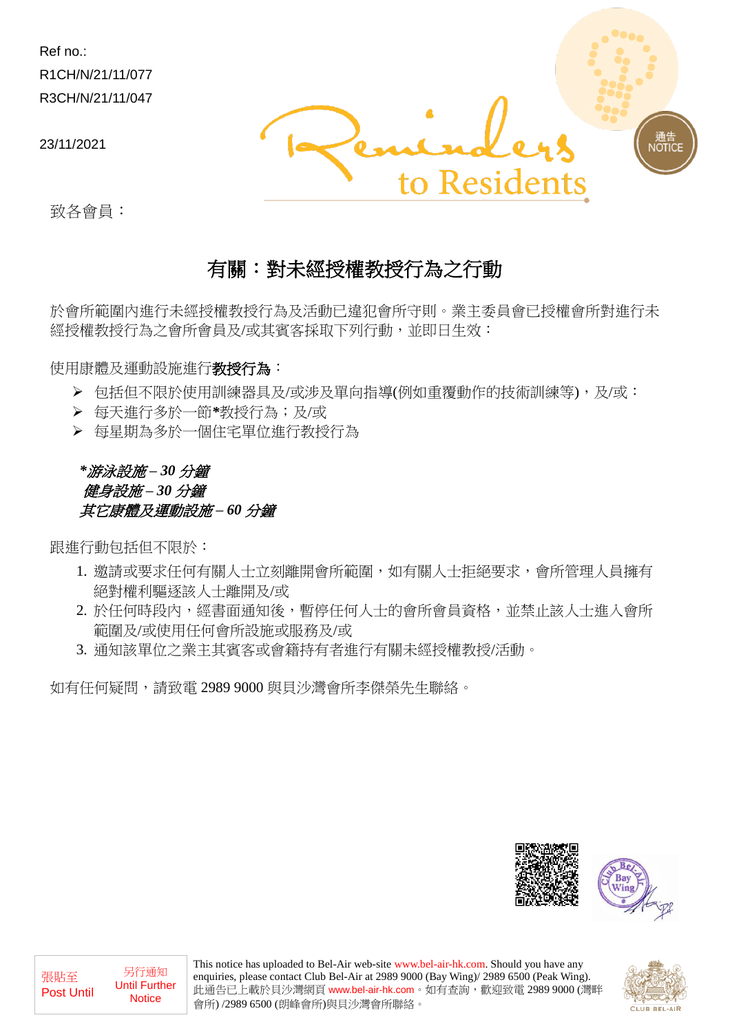Ref no.:
R1CH/N/21/11/077
R3CH/N/21/11/047

23/11/2021

Reminders to Residents

通告 NOTICE

致各會員：

## 有關：對未經授權教授行為之行動

於會所範圍內進行未經授權教授行為及活動已違犯會所守則。業主委員會已授權會所對進行未經授權教授行為之會所會員及/或其賓客採取下列行動，並即日生效：

使用康體及運動設施進行**教授行為**：

- 包括但不限於使用訓練器具及/或涉及單向指導(例如重覆動作的技術訓練等)，及/或：
- 每天進行多於一節*教授行為；及/或
- 每星期為多於一個住宅單位進行教授行為

***游泳設施 – 30 分鐘***
***健身設施 – 30 分鐘***
***其它康體及運動設施 – 60 分鐘***

跟進行動包括但不限於：

1. 邀請或要求任何有關人士立刻離開會所範圍，如有關人士拒絕要求，會所管理人員擁有絕對權利驅逐該人士離開及/或
2. 於任何時段內，經書面通知後，暫停任何人士的會所會員資格，並禁止該人士進入會所範圍及/或使用任何會所設施或服務及/或
3. 通知該單位之業主其賓客或會籍持有者進行有關未經授權教授/活動。

如有任何疑問，請致電 2989 9000 與貝沙灣會所李傑榮先生聯絡。

Club Bel-Air Bay Wing

| 張貼至 Post Until | 另行通知 Until Further Notice |
|---|---|

This notice has uploaded to Bel-Air web-site www.bel-air-hk.com. Should you have any enquiries, please contact Club Bel-Air at 2989 9000 (Bay Wing)/ 2989 6500 (Peak Wing).
此通告已上載於貝沙灣網頁 www.bel-air-hk.com。如有查詢，歡迎致電 2989 9000 (灣畔會所) /2989 6500 (朗峰會所)與貝沙灣會所聯絡。

CLUB BEL-AIR